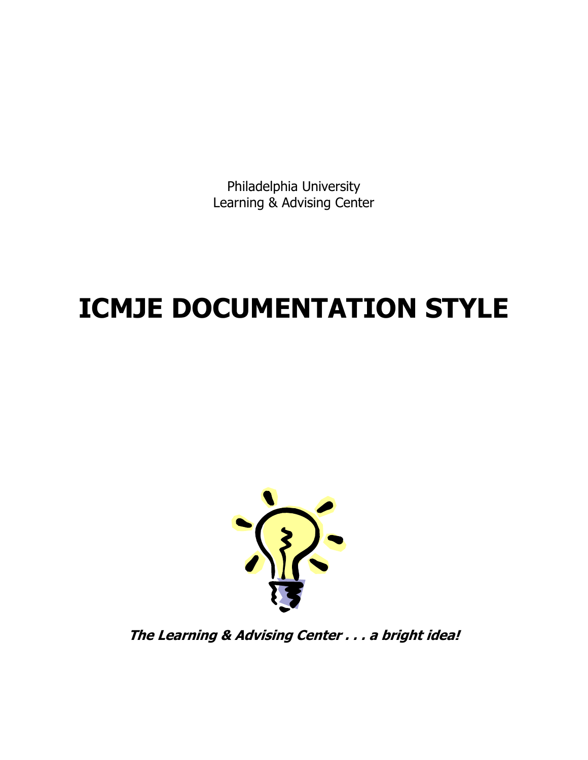Philadelphia University
Learning & Advising Center

# ICMJE DOCUMENTATION STYLE

***The Learning & Advising Center . . . a bright idea!***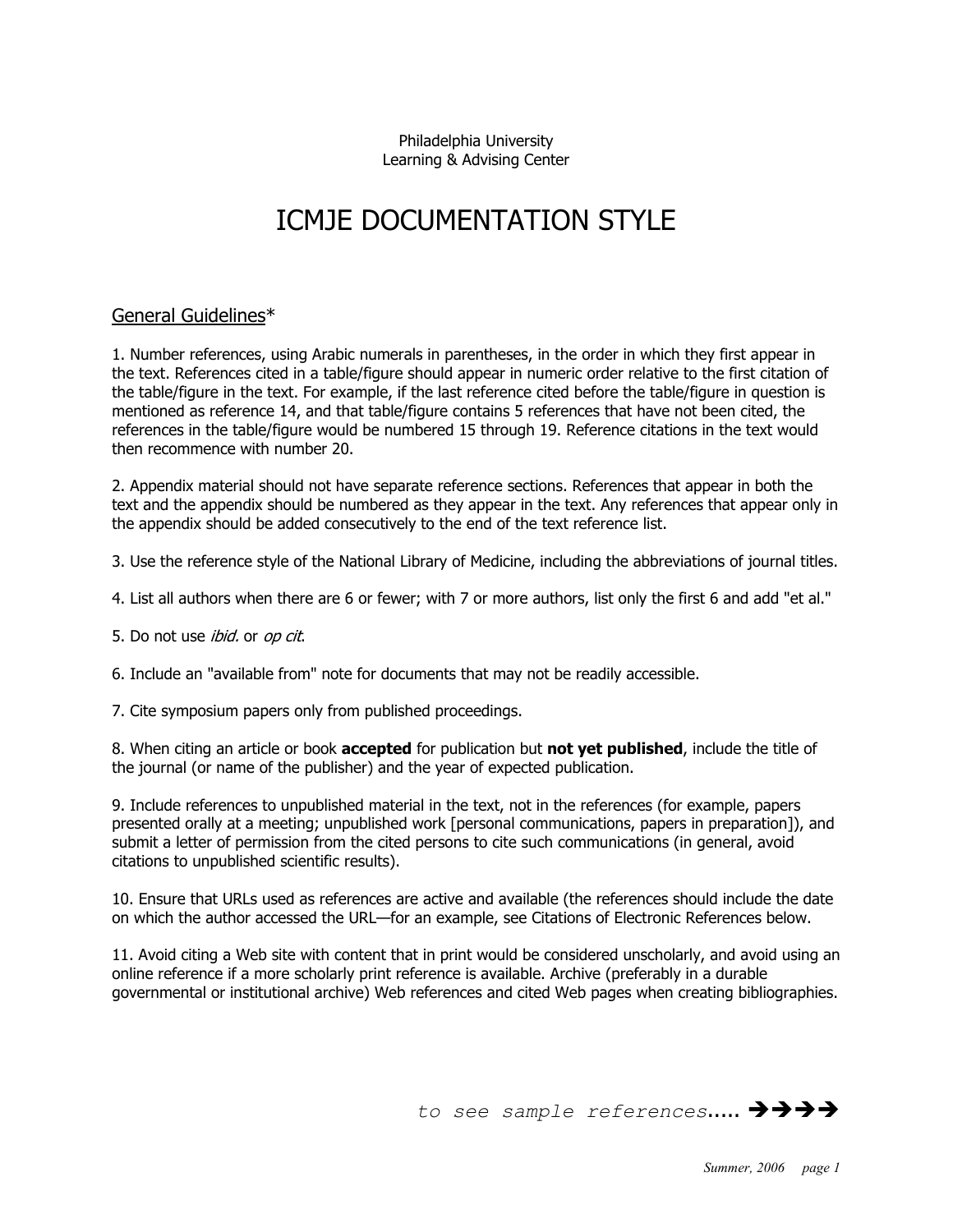Philadelphia University
Learning & Advising Center

# ICMJE DOCUMENTATION STYLE

## General Guidelines*

1. Number references, using Arabic numerals in parentheses, in the order in which they first appear in the text. References cited in a table/figure should appear in numeric order relative to the first citation of the table/figure in the text. For example, if the last reference cited before the table/figure in question is mentioned as reference 14, and that table/figure contains 5 references that have not been cited, the references in the table/figure would be numbered 15 through 19. Reference citations in the text would then recommence with number 20.

2. Appendix material should not have separate reference sections. References that appear in both the text and the appendix should be numbered as they appear in the text. Any references that appear only in the appendix should be added consecutively to the end of the text reference list.

3. Use the reference style of the National Library of Medicine, including the abbreviations of journal titles.

4. List all authors when there are 6 or fewer; with 7 or more authors, list only the first 6 and add "et al."

5. Do not use *ibid.* or *op cit*.

6. Include an "available from" note for documents that may not be readily accessible.

7. Cite symposium papers only from published proceedings.

8. When citing an article or book **accepted** for publication but **not yet published**, include the title of the journal (or name of the publisher) and the year of expected publication.

9. Include references to unpublished material in the text, not in the references (for example, papers presented orally at a meeting; unpublished work [personal communications, papers in preparation]), and submit a letter of permission from the cited persons to cite such communications (in general, avoid citations to unpublished scientific results).

10. Ensure that URLs used as references are active and available (the references should include the date on which the author accessed the URL—for an example, see Citations of Electronic References below.

11. Avoid citing a Web site with content that in print would be considered unscholarly, and avoid using an online reference if a more scholarly print reference is available. Archive (preferably in a durable governmental or institutional archive) Web references and cited Web pages when creating bibliographies.

*to see sample references*….. ➔➔➔➔

*Summer, 2006*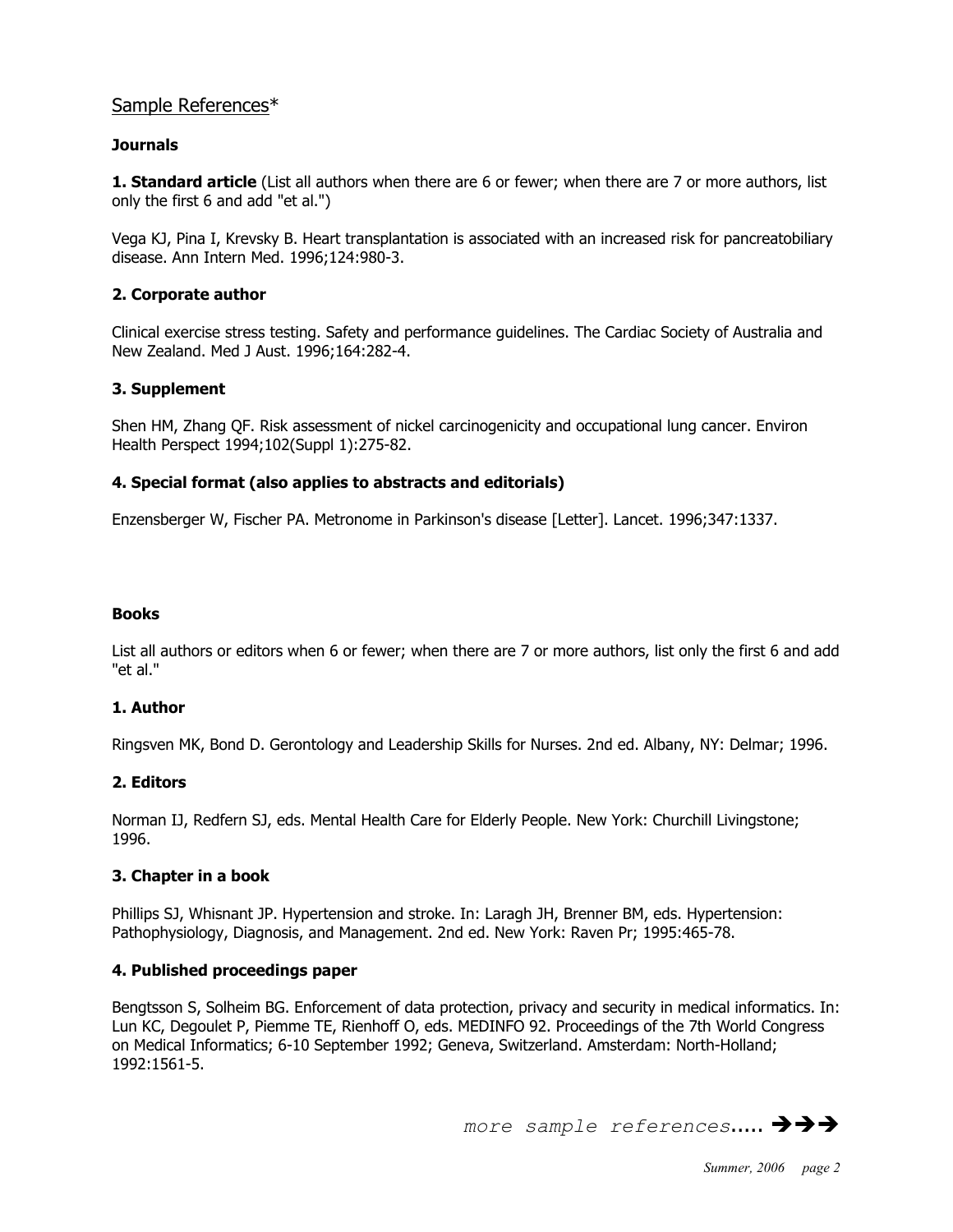## Sample References*

### Journals

**1. Standard article** (List all authors when there are 6 or fewer; when there are 7 or more authors, list only the first 6 and add "et al.")

Vega KJ, Pina I, Krevsky B. Heart transplantation is associated with an increased risk for pancreatobiliary disease. Ann Intern Med. 1996;124:980-3.

**2. Corporate author**

Clinical exercise stress testing. Safety and performance guidelines. The Cardiac Society of Australia and New Zealand. Med J Aust. 1996;164:282-4.

**3. Supplement**

Shen HM, Zhang QF. Risk assessment of nickel carcinogenicity and occupational lung cancer. Environ Health Perspect 1994;102(Suppl 1):275-82.

**4. Special format (also applies to abstracts and editorials)**

Enzensberger W, Fischer PA. Metronome in Parkinson's disease [Letter]. Lancet. 1996;347:1337.

### Books

List all authors or editors when 6 or fewer; when there are 7 or more authors, list only the first 6 and add "et al."

**1. Author**

Ringsven MK, Bond D. Gerontology and Leadership Skills for Nurses. 2nd ed. Albany, NY: Delmar; 1996.

**2. Editors**

Norman IJ, Redfern SJ, eds. Mental Health Care for Elderly People. New York: Churchill Livingstone; 1996.

**3. Chapter in a book**

Phillips SJ, Whisnant JP. Hypertension and stroke. In: Laragh JH, Brenner BM, eds. Hypertension: Pathophysiology, Diagnosis, and Management. 2nd ed. New York: Raven Pr; 1995:465-78.

**4. Published proceedings paper**

Bengtsson S, Solheim BG. Enforcement of data protection, privacy and security in medical informatics. In: Lun KC, Degoulet P, Piemme TE, Rienhoff O, eds. MEDINFO 92. Proceedings of the 7th World Congress on Medical Informatics; 6-10 September 1992; Geneva, Switzerland. Amsterdam: North-Holland; 1992:1561-5.

*more sample references.....* →→→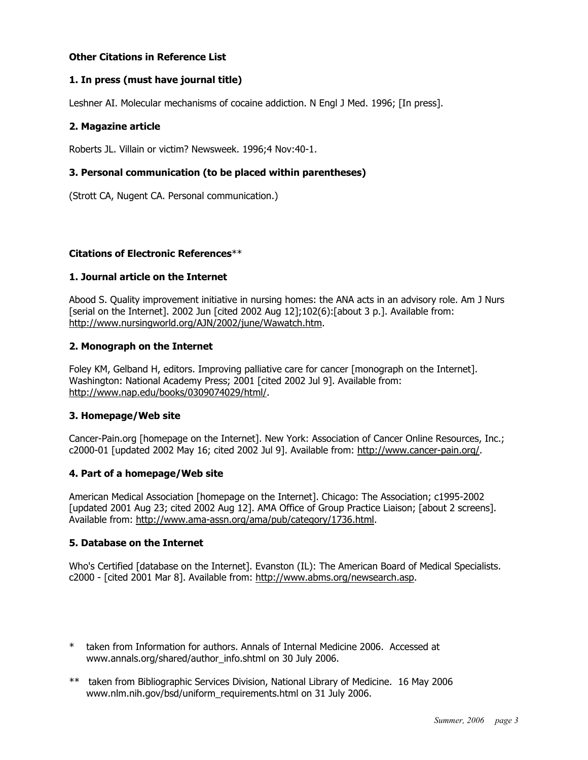**Other Citations in Reference List**

**1. In press (must have journal title)**

Leshner AI. Molecular mechanisms of cocaine addiction. N Engl J Med. 1996; [In press].

**2. Magazine article**

Roberts JL. Villain or victim? Newsweek. 1996;4 Nov:40-1.

**3. Personal communication (to be placed within parentheses)**

(Strott CA, Nugent CA. Personal communication.)

**Citations of Electronic References****

**1. Journal article on the Internet**

Abood S. Quality improvement initiative in nursing homes: the ANA acts in an advisory role. Am J Nurs [serial on the Internet]. 2002 Jun [cited 2002 Aug 12];102(6):[about 3 p.]. Available from: http://www.nursingworld.org/AJN/2002/june/Wawatch.htm.

**2. Monograph on the Internet**

Foley KM, Gelband H, editors. Improving palliative care for cancer [monograph on the Internet]. Washington: National Academy Press; 2001 [cited 2002 Jul 9]. Available from: http://www.nap.edu/books/0309074029/html/.

**3. Homepage/Web site**

Cancer-Pain.org [homepage on the Internet]. New York: Association of Cancer Online Resources, Inc.; c2000-01 [updated 2002 May 16; cited 2002 Jul 9]. Available from: http://www.cancer-pain.org/.

**4. Part of a homepage/Web site**

American Medical Association [homepage on the Internet]. Chicago: The Association; c1995-2002 [updated 2001 Aug 23; cited 2002 Aug 12]. AMA Office of Group Practice Liaison; [about 2 screens]. Available from: http://www.ama-assn.org/ama/pub/category/1736.html.

**5. Database on the Internet**

Who's Certified [database on the Internet]. Evanston (IL): The American Board of Medical Specialists. c2000 - [cited 2001 Mar 8]. Available from: http://www.abms.org/newsearch.asp.

\* taken from Information for authors. Annals of Internal Medicine 2006. Accessed at www.annals.org/shared/author_info.shtml on 30 July 2006.

** taken from Bibliographic Services Division, National Library of Medicine. 16 May 2006 www.nlm.nih.gov/bsd/uniform_requirements.html on 31 July 2006.